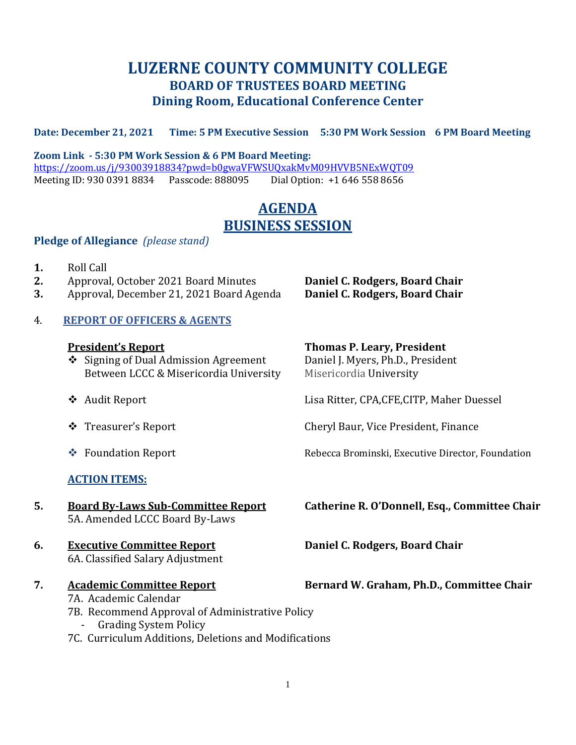# LUZERNE COUNTY COMMUNITY COLLEGE

## BOARD OF TRUSTEES BOARD MEETING

## Dining Room, Educational Conference Center

**Date: December 21, 2021 Time: 5 PM Executive Session 5:30 PM Work Session 6 PM Board Meeting**

**Zoom Link - 5:30 PM Work Session & 6 PM Board Meeting:**
https://zoom.us/j/93003918834?pwd=b0gwaVFWSUQxakMvM09HVVB5NExWQT09
Meeting ID: 930 0391 8834 Passcode: 888095 Dial Option: +1 646 558 8656

## AGENDA
## BUSINESS SESSION

**Pledge of Allegiance** *(please stand)*

1. Roll Call
2. Approval, October 2021 Board Minutes — **Daniel C. Rodgers, Board Chair**
3. Approval, December 21, 2021 Board Agenda — **Daniel C. Rodgers, Board Chair**

4. **REPORT OF OFFICERS & AGENTS**

   **President's Report** — **Thomas P. Leary, President**

   - Signing of Dual Admission Agreement Between LCCC & Misericordia University — Daniel J. Myers, Ph.D., President Misericordia University
   - Audit Report — Lisa Ritter, CPA,CFE,CITP, Maher Duessel
   - Treasurer's Report — Cheryl Baur, Vice President, Finance
   - Foundation Report — Rebecca Brominski, Executive Director, Foundation

   **ACTION ITEMS:**

5. **Board By-Laws Sub-Committee Report** — **Catherine R. O'Donnell, Esq., Committee Chair**
   5A. Amended LCCC Board By-Laws

6. **Executive Committee Report** — **Daniel C. Rodgers, Board Chair**
   6A. Classified Salary Adjustment

7. **Academic Committee Report** — **Bernard W. Graham, Ph.D., Committee Chair**
   7A. Academic Calendar
   7B. Recommend Approval of Administrative Policy
   - Grading System Policy

   7C. Curriculum Additions, Deletions and Modifications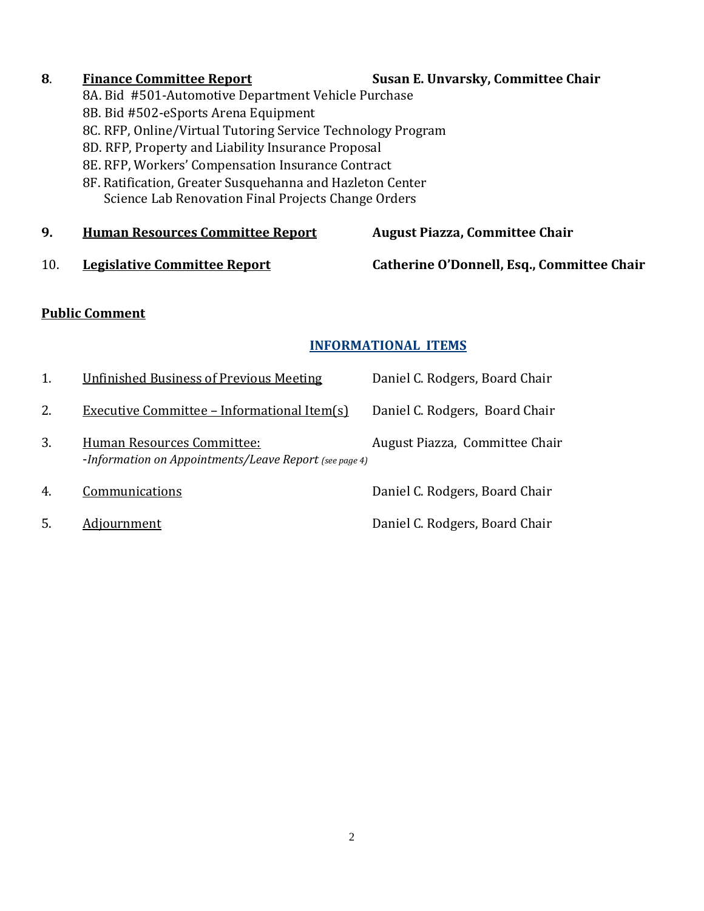**8. Finance Committee Report** — **Susan E. Unvarsky, Committee Chair**

8A. Bid #501-Automotive Department Vehicle Purchase
8B. Bid #502-eSports Arena Equipment
8C. RFP, Online/Virtual Tutoring Service Technology Program
8D. RFP, Property and Liability Insurance Proposal
8E. RFP, Workers' Compensation Insurance Contract
8F. Ratification, Greater Susquehanna and Hazleton Center Science Lab Renovation Final Projects Change Orders

**9. Human Resources Committee Report** — **August Piazza, Committee Chair**

10. **Legislative Committee Report** — **Catherine O'Donnell, Esq., Committee Chair**

**Public Comment**

## INFORMATIONAL ITEMS

1. Unfinished Business of Previous Meeting — Daniel C. Rodgers, Board Chair
2. Executive Committee – Informational Item(s) — Daniel C. Rodgers, Board Chair
3. Human Resources Committee: — August Piazza, Committee Chair
   -*Information on Appointments/Leave Report (see page 4)*
4. Communications — Daniel C. Rodgers, Board Chair
5. Adjournment — Daniel C. Rodgers, Board Chair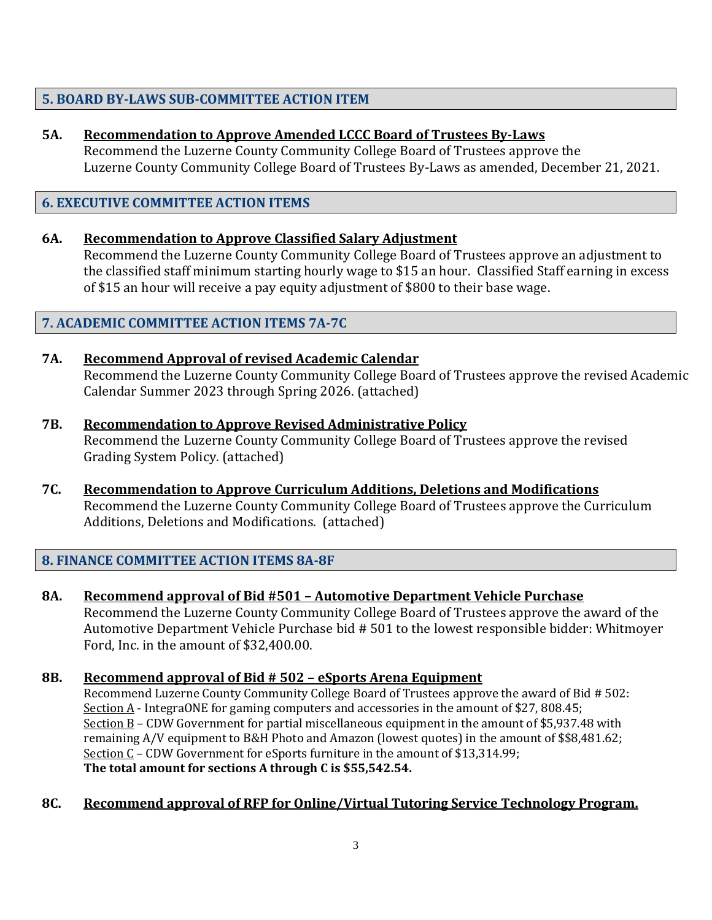## 5. BOARD BY-LAWS SUB-COMMITTEE ACTION ITEM

**5A. Recommendation to Approve Amended LCCC Board of Trustees By-Laws**

Recommend the Luzerne County Community College Board of Trustees approve the Luzerne County Community College Board of Trustees By-Laws as amended, December 21, 2021.

## 6. EXECUTIVE COMMITTEE ACTION ITEMS

**6A. Recommendation to Approve Classified Salary Adjustment**

Recommend the Luzerne County Community College Board of Trustees approve an adjustment to the classified staff minimum starting hourly wage to $15 an hour. Classified Staff earning in excess of $15 an hour will receive a pay equity adjustment of $800 to their base wage.

## 7. ACADEMIC COMMITTEE ACTION ITEMS 7A-7C

**7A. Recommend Approval of revised Academic Calendar**

Recommend the Luzerne County Community College Board of Trustees approve the revised Academic Calendar Summer 2023 through Spring 2026. (attached)

**7B. Recommendation to Approve Revised Administrative Policy**

Recommend the Luzerne County Community College Board of Trustees approve the revised Grading System Policy. (attached)

**7C. Recommendation to Approve Curriculum Additions, Deletions and Modifications**

Recommend the Luzerne County Community College Board of Trustees approve the Curriculum Additions, Deletions and Modifications. (attached)

## 8. FINANCE COMMITTEE ACTION ITEMS 8A-8F

**8A. Recommend approval of Bid #501 – Automotive Department Vehicle Purchase**

Recommend the Luzerne County Community College Board of Trustees approve the award of the Automotive Department Vehicle Purchase bid # 501 to the lowest responsible bidder: Whitmoyer Ford, Inc. in the amount of $32,400.00.

**8B. Recommend approval of Bid # 502 – eSports Arena Equipment**

Recommend Luzerne County Community College Board of Trustees approve the award of Bid # 502:
Section A - IntegraONE for gaming computers and accessories in the amount of $27, 808.45;
Section B – CDW Government for partial miscellaneous equipment in the amount of $5,937.48 with remaining A/V equipment to B&H Photo and Amazon (lowest quotes) in the amount of $$8,481.62;
Section C – CDW Government for eSports furniture in the amount of $13,314.99;
**The total amount for sections A through C is $55,542.54.**

**8C. Recommend approval of RFP for Online/Virtual Tutoring Service Technology Program.**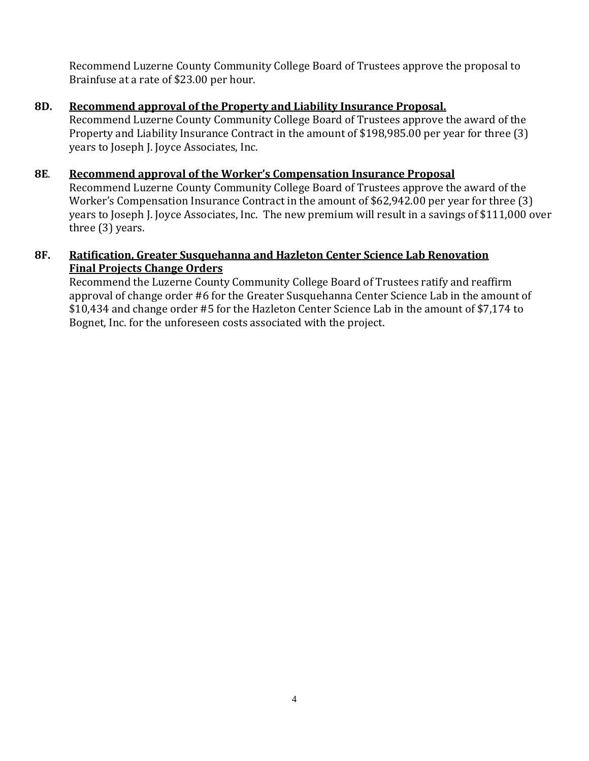Recommend Luzerne County Community College Board of Trustees approve the proposal to Brainfuse at a rate of $23.00 per hour.

**8D. <u>Recommend approval of the Property and Liability Insurance Proposal.</u>**

Recommend Luzerne County Community College Board of Trustees approve the award of the Property and Liability Insurance Contract in the amount of $198,985.00 per year for three (3) years to Joseph J. Joyce Associates, Inc.

**8E. <u>Recommend approval of the Worker's Compensation Insurance Proposal</u>**

Recommend Luzerne County Community College Board of Trustees approve the award of the Worker's Compensation Insurance Contract in the amount of $62,942.00 per year for three (3) years to Joseph J. Joyce Associates, Inc. The new premium will result in a savings of $111,000 over three (3) years.

**8F. <u>Ratification, Greater Susquehanna and Hazleton Center Science Lab Renovation Final Projects Change Orders</u>**

Recommend the Luzerne County Community College Board of Trustees ratify and reaffirm approval of change order #6 for the Greater Susquehanna Center Science Lab in the amount of $10,434 and change order #5 for the Hazleton Center Science Lab in the amount of $7,174 to Bognet, Inc. for the unforeseen costs associated with the project.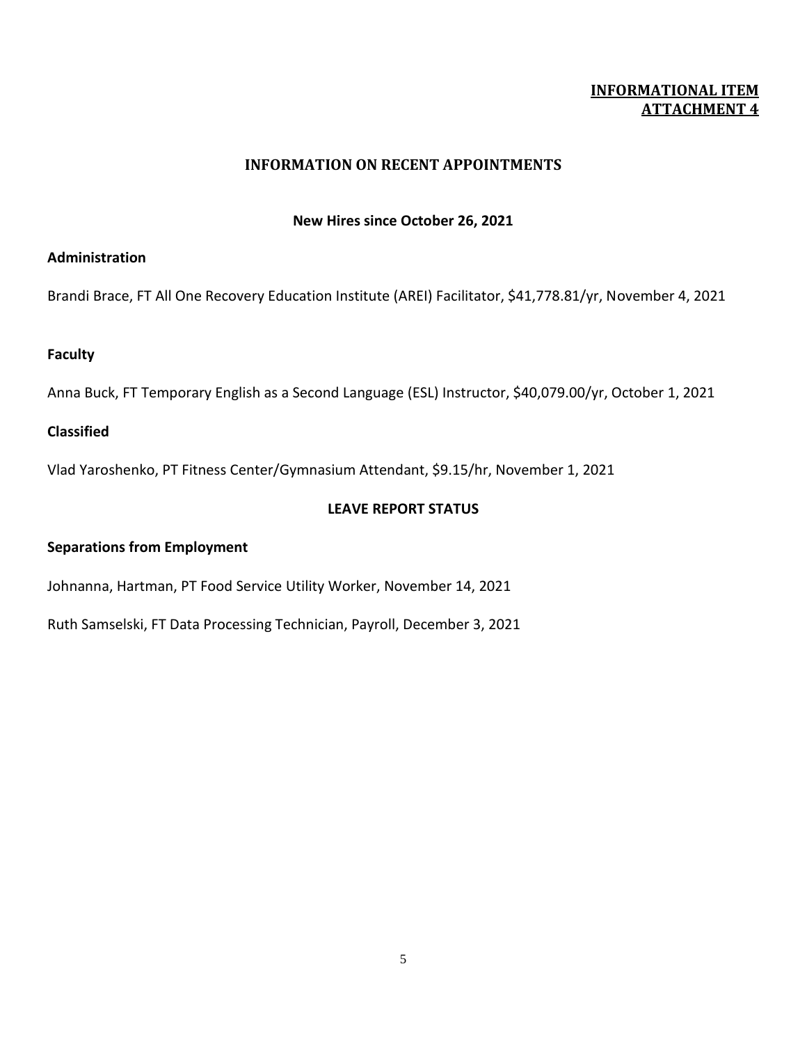**INFORMATIONAL ITEM**
**ATTACHMENT 4**

## INFORMATION ON RECENT APPOINTMENTS

### New Hires since October 26, 2021

**Administration**

Brandi Brace, FT All One Recovery Education Institute (AREI) Facilitator, $41,778.81/yr, November 4, 2021

**Faculty**

Anna Buck, FT Temporary English as a Second Language (ESL) Instructor, $40,079.00/yr, October 1, 2021

**Classified**

Vlad Yaroshenko, PT Fitness Center/Gymnasium Attendant, $9.15/hr, November 1, 2021

### LEAVE REPORT STATUS

**Separations from Employment**

Johnanna, Hartman, PT Food Service Utility Worker, November 14, 2021

Ruth Samselski, FT Data Processing Technician, Payroll, December 3, 2021